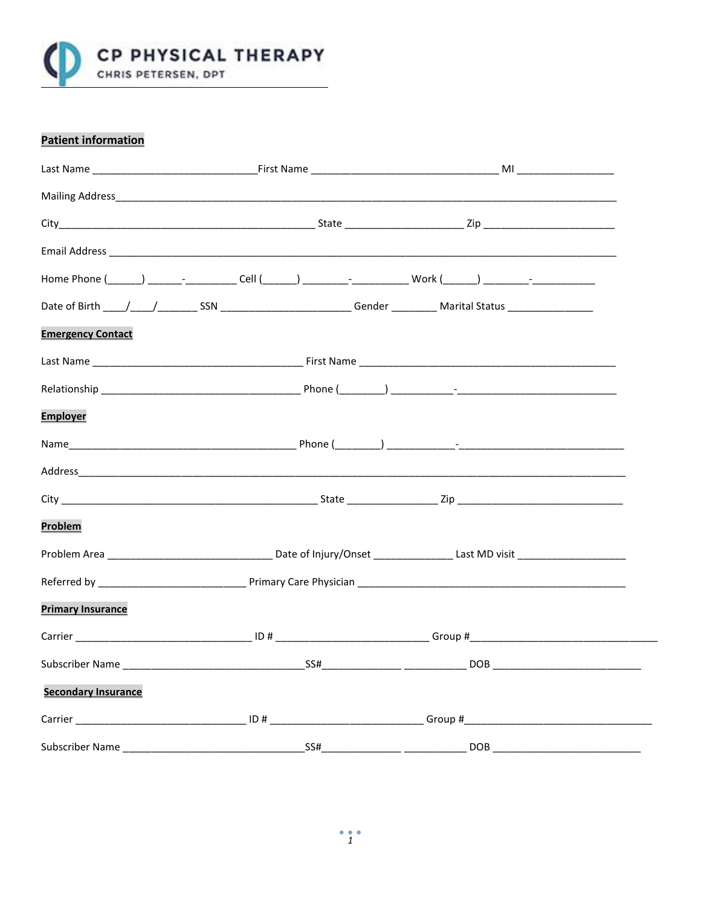# CP PHYSICAL THERAPY

CHRIS PETERSEN, DPT

## Patient information

Last Name ____________________________ First Name ________________________________ MI _________________

Mailing Address______________________________________________________________________________________

City_____________________________________________ State ____________________ Zip ______________________

Email Address ________________________________________________________________________________________

Home Phone (______) ______-_________ Cell (______) ________-__________ Work (______) ________-___________

Date of Birth ____/____/_______ SSN ______________________ Gender ________ Marital Status _______________

## Emergency Contact

Last Name ____________________________________ First Name ____________________________________________

Relationship __________________________________ Phone (________) ___________-____________________________

## Employer

Name_______________________________________ Phone (________) ____________-_____________________________

Address____________________________________________________________________________________________

City _____________________________________________ State _______________ Zip _____________________________

## Problem

Problem Area ____________________________ Date of Injury/Onset ______________ Last MD visit ___________________

Referred by _________________________ Primary Care Physician ___________________________________________

## Primary Insurance

Carrier ______________________________ ID # __________________________ Group #_______________________________

Subscriber Name _______________________________SS#______________ ___________ DOB __________________________

## Secondary Insurance

Carrier ______________________________ ID # __________________________ Group #_______________________________

Subscriber Name _______________________________SS#______________ ___________ DOB __________________________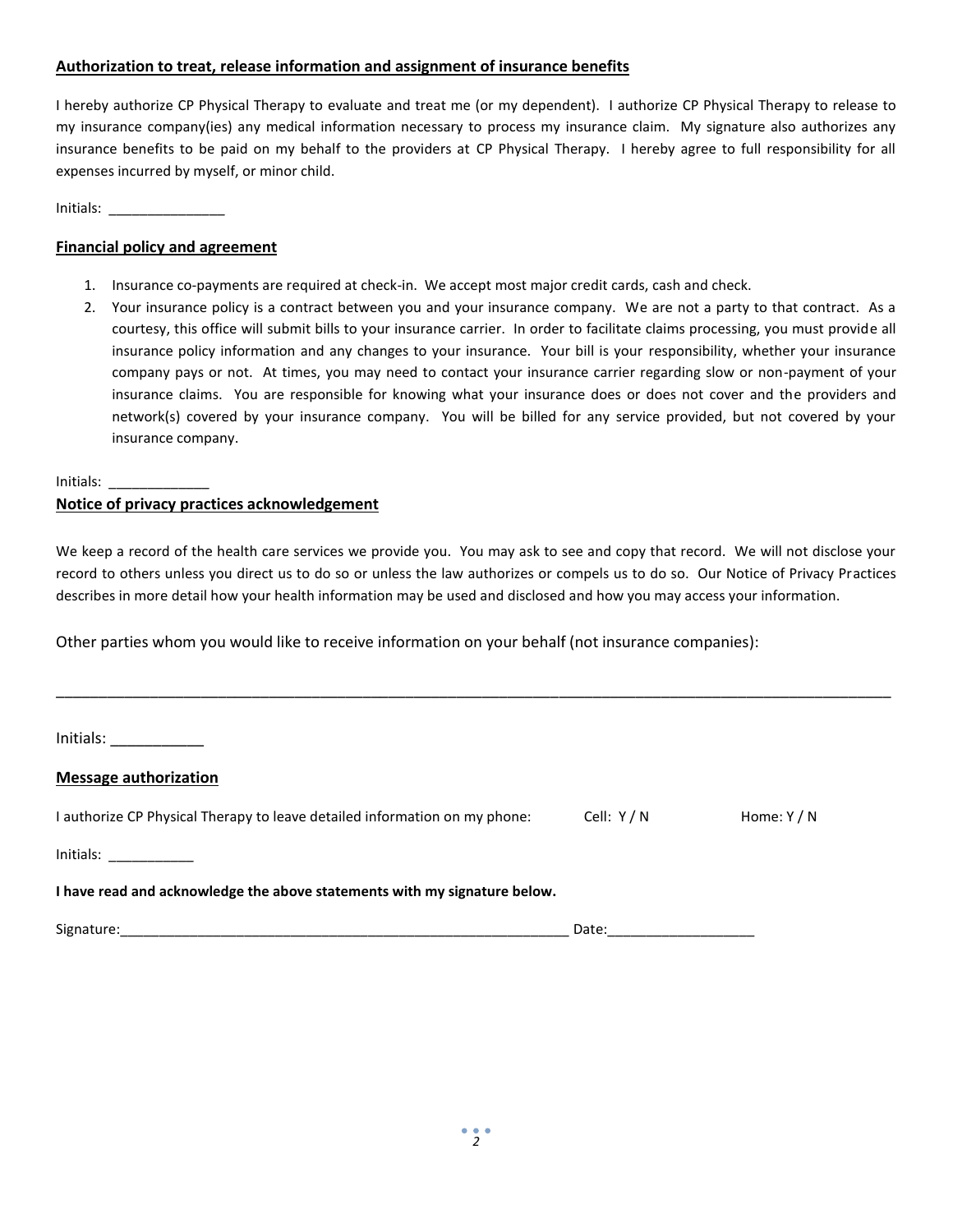**Authorization to treat, release information and assignment of insurance benefits**

I hereby authorize CP Physical Therapy to evaluate and treat me (or my dependent). I authorize CP Physical Therapy to release to my insurance company(ies) any medical information necessary to process my insurance claim. My signature also authorizes any insurance benefits to be paid on my behalf to the providers at CP Physical Therapy. I hereby agree to full responsibility for all expenses incurred by myself, or minor child.

Initials: _______________

**Financial policy and agreement**

1. Insurance co-payments are required at check-in. We accept most major credit cards, cash and check.
2. Your insurance policy is a contract between you and your insurance company. We are not a party to that contract. As a courtesy, this office will submit bills to your insurance carrier. In order to facilitate claims processing, you must provide all insurance policy information and any changes to your insurance. Your bill is your responsibility, whether your insurance company pays or not. At times, you may need to contact your insurance carrier regarding slow or non-payment of your insurance claims. You are responsible for knowing what your insurance does or does not cover and the providers and network(s) covered by your insurance company. You will be billed for any service provided, but not covered by your insurance company.

Initials: _____________

**Notice of privacy practices acknowledgement**

We keep a record of the health care services we provide you. You may ask to see and copy that record. We will not disclose your record to others unless you direct us to do so or unless the law authorizes or compels us to do so. Our Notice of Privacy Practices describes in more detail how your health information may be used and disclosed and how you may access your information.

Other parties whom you would like to receive information on your behalf (not insurance companies):

_____________________________________________________________________________________________

Initials: ___________

**Message authorization**

I authorize CP Physical Therapy to leave detailed information on my phone: Cell: Y / N Home: Y / N

Initials: ___________

**I have read and acknowledge the above statements with my signature below.**

Signature:___________________________________________________________ Date:___________________